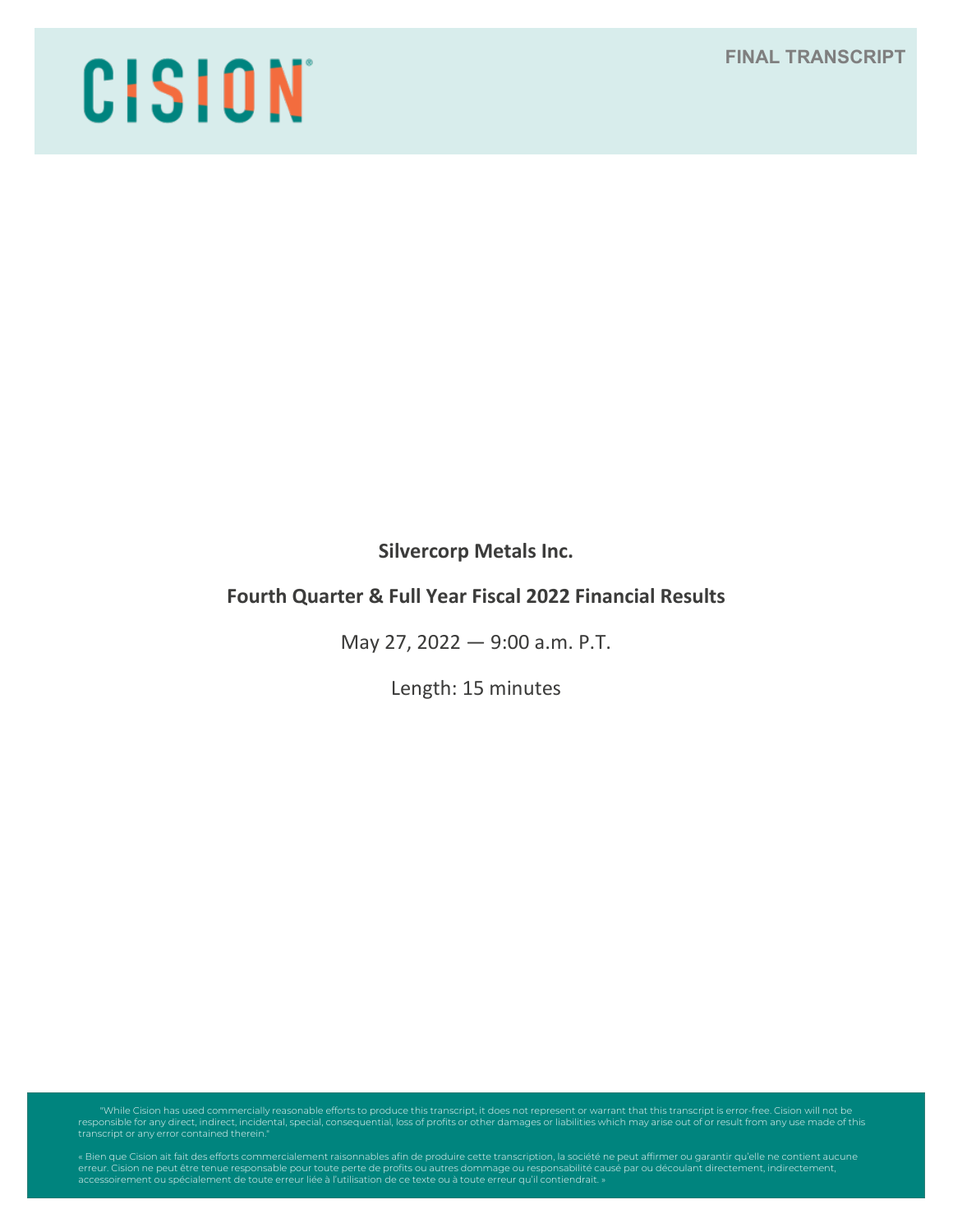CISION

FINAL TRANSCRIPT

**Silvercorp Metals Inc.**

**Fourth Quarter & Full Year Fiscal 2022 Financial Results**

May 27, 2022 — 9:00 a.m. P.T.

Length: 15 minutes

"While Cision has used commercially reasonable efforts to produce this transcript, it does not represent or warrant that this transcript is error-free. Cision will not be responsible for any direct, indirect, incidental, special, consequential, loss of profits or other damages or liabilities which may arise out of or result from any use made of this transcript or any error contained therein."

« Bien que Cision ait fait des efforts commercialement raisonnables afin de produire cette transcription, la société ne peut affirmer ou garantir qu'elle ne contient aucune erreur. Cision ne peut être tenue responsable pour toute perte de profits ou autres dommage ou responsabilité causé par ou découlant directement, indirectement, accessoirement ou spécialement de toute erreur liée à l'utilisation de ce texte ou à toute erreur qu'il contiendrait. »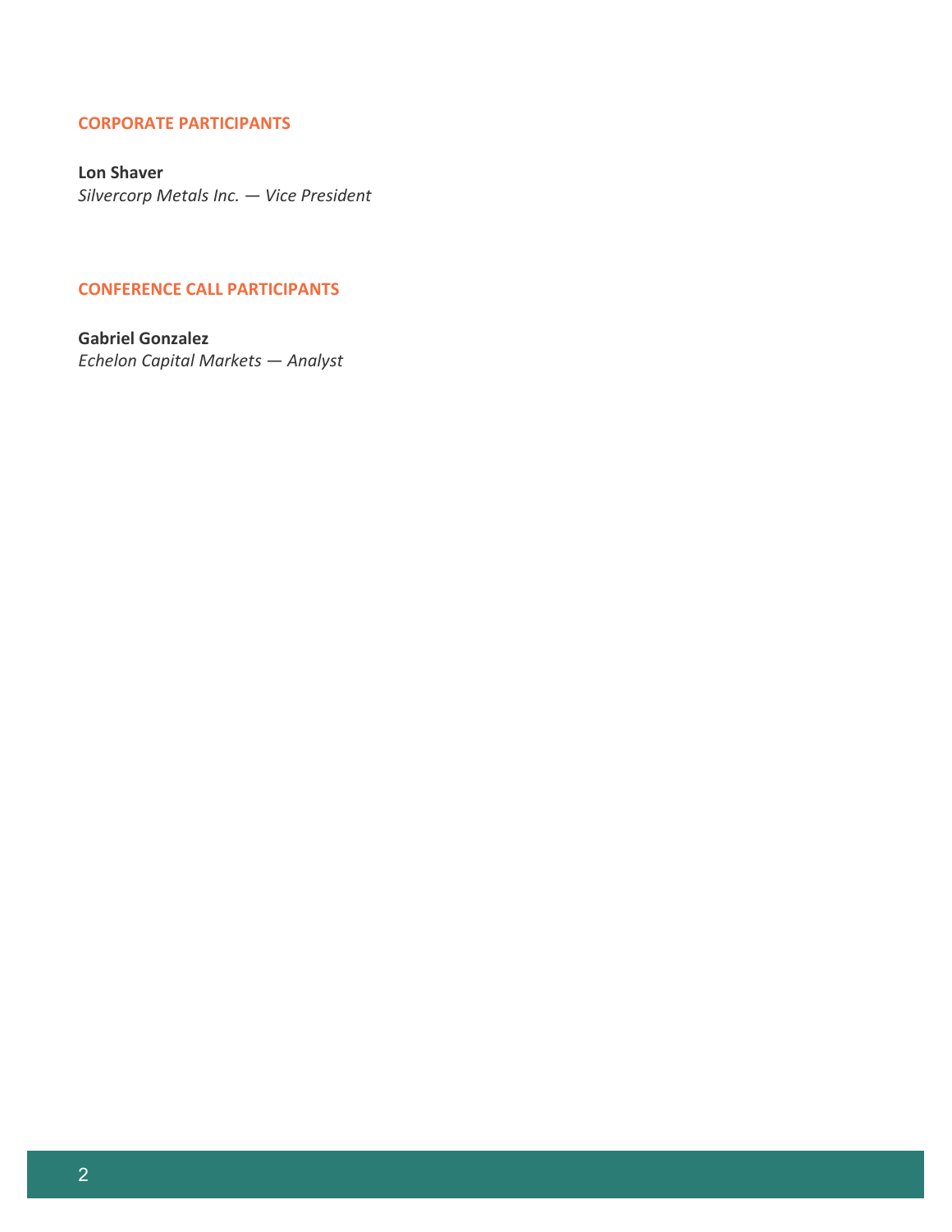## CORPORATE PARTICIPANTS

**Lon Shaver**
*Silvercorp Metals Inc. — Vice President*

## CONFERENCE CALL PARTICIPANTS

**Gabriel Gonzalez**
*Echelon Capital Markets — Analyst*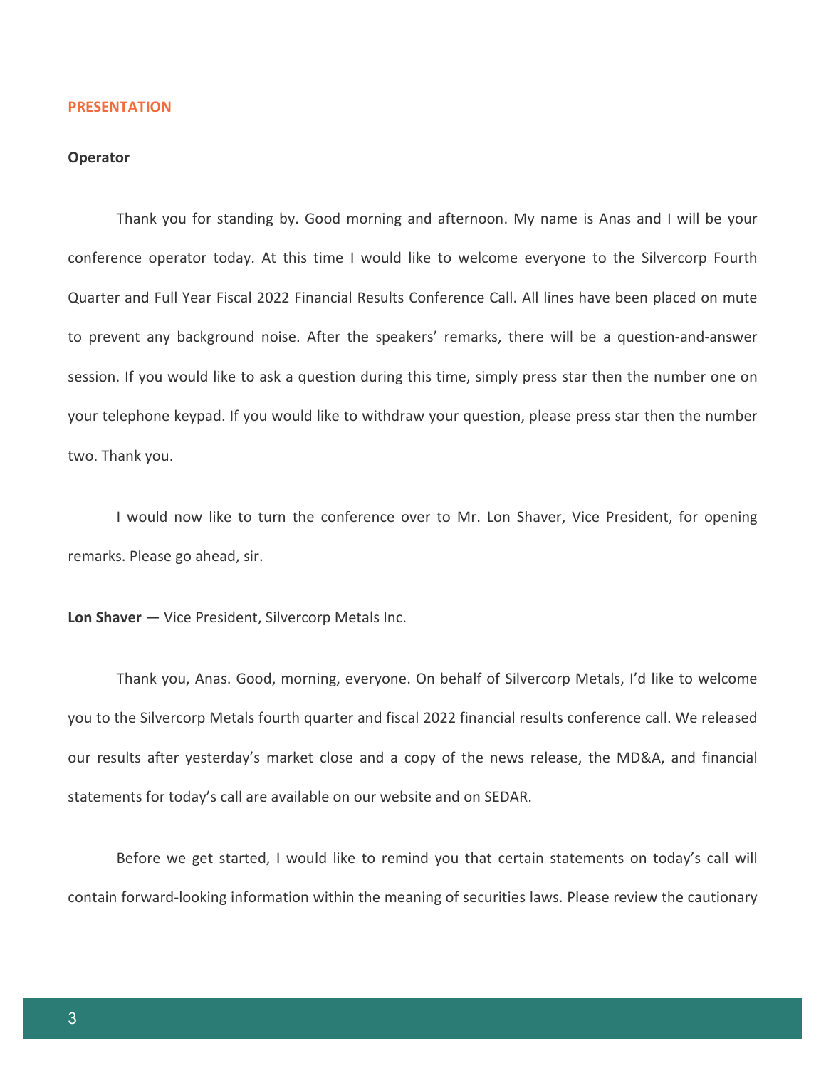**PRESENTATION**

**Operator**

Thank you for standing by. Good morning and afternoon. My name is Anas and I will be your conference operator today. At this time I would like to welcome everyone to the Silvercorp Fourth Quarter and Full Year Fiscal 2022 Financial Results Conference Call. All lines have been placed on mute to prevent any background noise. After the speakers' remarks, there will be a question-and-answer session. If you would like to ask a question during this time, simply press star then the number one on your telephone keypad. If you would like to withdraw your question, please press star then the number two. Thank you.

I would now like to turn the conference over to Mr. Lon Shaver, Vice President, for opening remarks. Please go ahead, sir.

**Lon Shaver** — Vice President, Silvercorp Metals Inc.

Thank you, Anas. Good, morning, everyone. On behalf of Silvercorp Metals, I'd like to welcome you to the Silvercorp Metals fourth quarter and fiscal 2022 financial results conference call. We released our results after yesterday's market close and a copy of the news release, the MD&A, and financial statements for today's call are available on our website and on SEDAR.

Before we get started, I would like to remind you that certain statements on today's call will contain forward-looking information within the meaning of securities laws. Please review the cautionary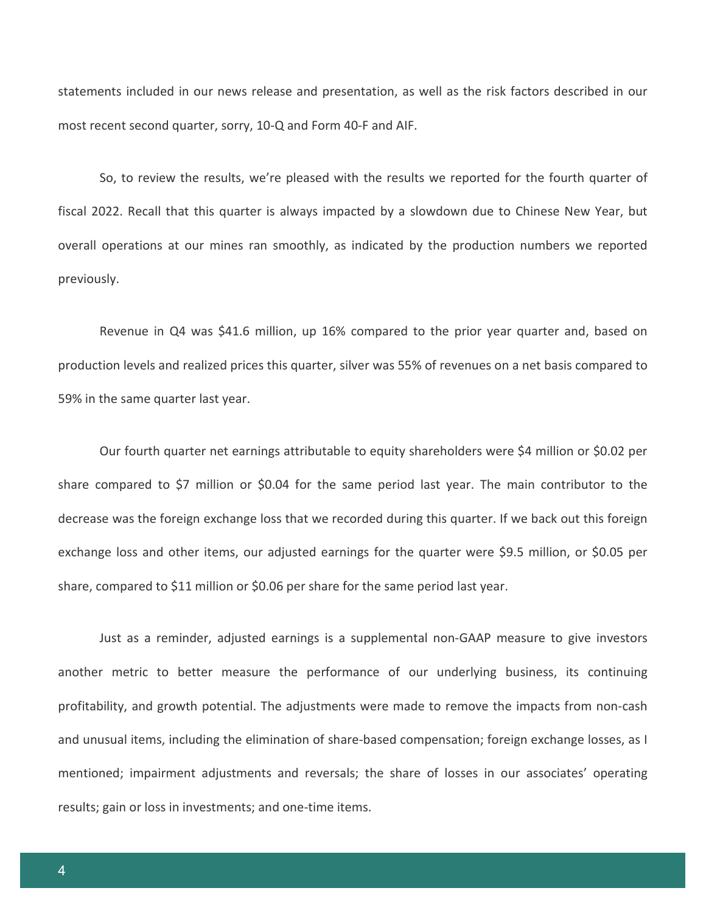statements included in our news release and presentation, as well as the risk factors described in our most recent second quarter, sorry, 10-Q and Form 40-F and AIF.

So, to review the results, we're pleased with the results we reported for the fourth quarter of fiscal 2022. Recall that this quarter is always impacted by a slowdown due to Chinese New Year, but overall operations at our mines ran smoothly, as indicated by the production numbers we reported previously.

Revenue in Q4 was $41.6 million, up 16% compared to the prior year quarter and, based on production levels and realized prices this quarter, silver was 55% of revenues on a net basis compared to 59% in the same quarter last year.

Our fourth quarter net earnings attributable to equity shareholders were $4 million or $0.02 per share compared to $7 million or $0.04 for the same period last year. The main contributor to the decrease was the foreign exchange loss that we recorded during this quarter. If we back out this foreign exchange loss and other items, our adjusted earnings for the quarter were $9.5 million, or $0.05 per share, compared to $11 million or $0.06 per share for the same period last year.

Just as a reminder, adjusted earnings is a supplemental non-GAAP measure to give investors another metric to better measure the performance of our underlying business, its continuing profitability, and growth potential. The adjustments were made to remove the impacts from non-cash and unusual items, including the elimination of share-based compensation; foreign exchange losses, as I mentioned; impairment adjustments and reversals; the share of losses in our associates' operating results; gain or loss in investments; and one-time items.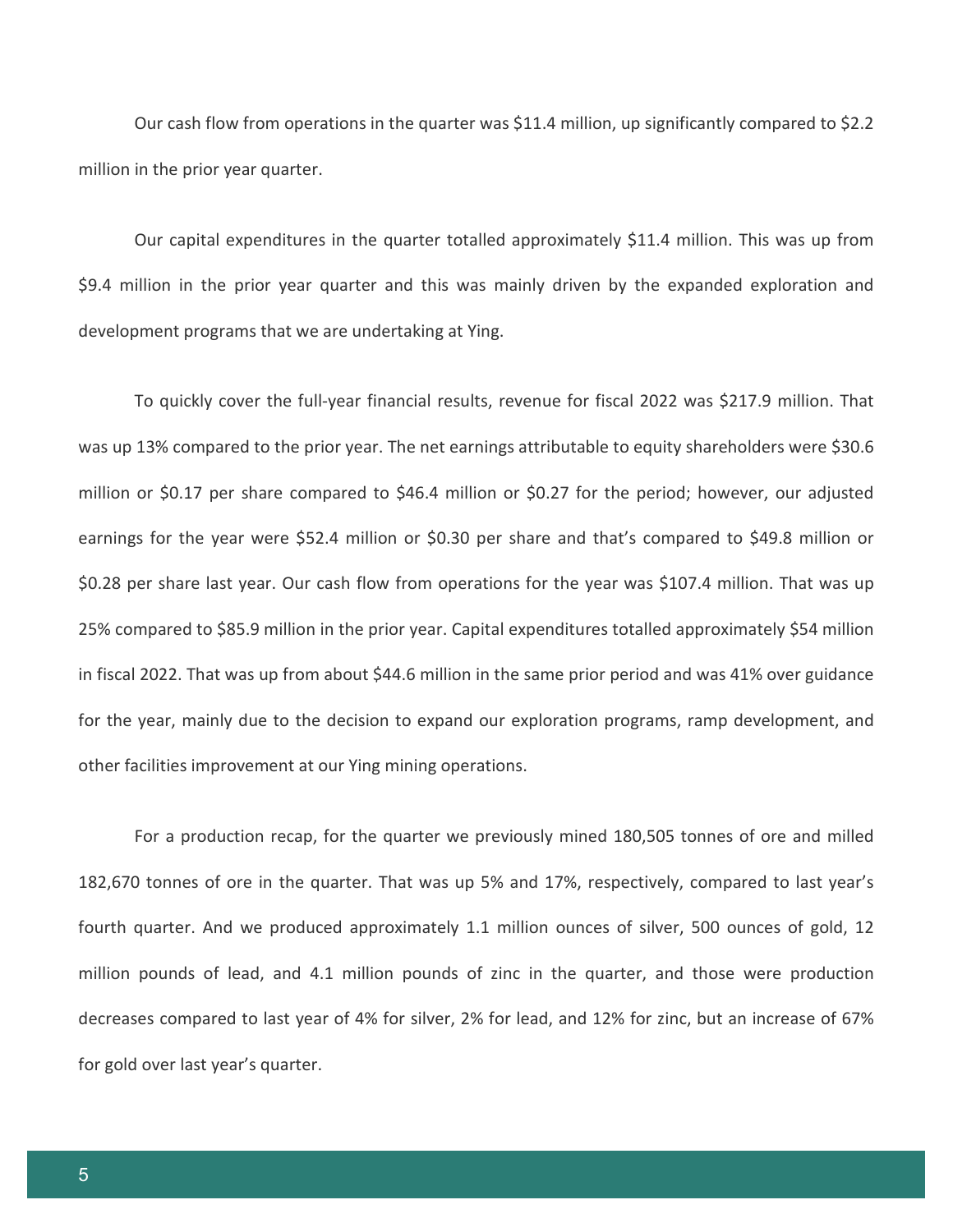Our cash flow from operations in the quarter was $11.4 million, up significantly compared to $2.2 million in the prior year quarter.

Our capital expenditures in the quarter totalled approximately $11.4 million. This was up from $9.4 million in the prior year quarter and this was mainly driven by the expanded exploration and development programs that we are undertaking at Ying.

To quickly cover the full-year financial results, revenue for fiscal 2022 was $217.9 million. That was up 13% compared to the prior year. The net earnings attributable to equity shareholders were $30.6 million or $0.17 per share compared to $46.4 million or $0.27 for the period; however, our adjusted earnings for the year were $52.4 million or $0.30 per share and that's compared to $49.8 million or $0.28 per share last year. Our cash flow from operations for the year was $107.4 million. That was up 25% compared to $85.9 million in the prior year. Capital expenditures totalled approximately $54 million in fiscal 2022. That was up from about $44.6 million in the same prior period and was 41% over guidance for the year, mainly due to the decision to expand our exploration programs, ramp development, and other facilities improvement at our Ying mining operations.

For a production recap, for the quarter we previously mined 180,505 tonnes of ore and milled 182,670 tonnes of ore in the quarter. That was up 5% and 17%, respectively, compared to last year's fourth quarter. And we produced approximately 1.1 million ounces of silver, 500 ounces of gold, 12 million pounds of lead, and 4.1 million pounds of zinc in the quarter, and those were production decreases compared to last year of 4% for silver, 2% for lead, and 12% for zinc, but an increase of 67% for gold over last year's quarter.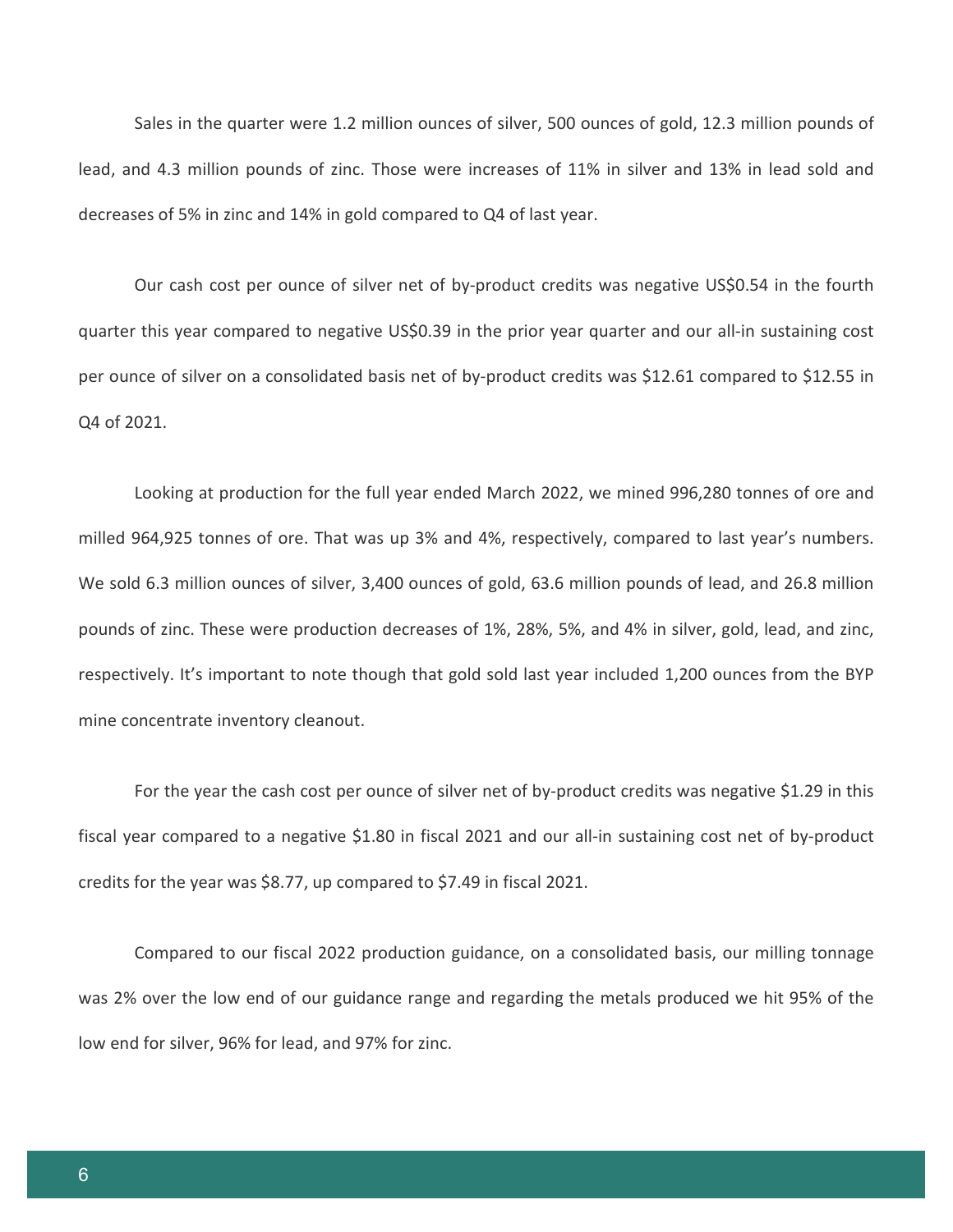Sales in the quarter were 1.2 million ounces of silver, 500 ounces of gold, 12.3 million pounds of lead, and 4.3 million pounds of zinc. Those were increases of 11% in silver and 13% in lead sold and decreases of 5% in zinc and 14% in gold compared to Q4 of last year.

Our cash cost per ounce of silver net of by-product credits was negative US$0.54 in the fourth quarter this year compared to negative US$0.39 in the prior year quarter and our all-in sustaining cost per ounce of silver on a consolidated basis net of by-product credits was $12.61 compared to $12.55 in Q4 of 2021.

Looking at production for the full year ended March 2022, we mined 996,280 tonnes of ore and milled 964,925 tonnes of ore. That was up 3% and 4%, respectively, compared to last year's numbers. We sold 6.3 million ounces of silver, 3,400 ounces of gold, 63.6 million pounds of lead, and 26.8 million pounds of zinc. These were production decreases of 1%, 28%, 5%, and 4% in silver, gold, lead, and zinc, respectively. It's important to note though that gold sold last year included 1,200 ounces from the BYP mine concentrate inventory cleanout.

For the year the cash cost per ounce of silver net of by-product credits was negative $1.29 in this fiscal year compared to a negative $1.80 in fiscal 2021 and our all-in sustaining cost net of by-product credits for the year was $8.77, up compared to $7.49 in fiscal 2021.

Compared to our fiscal 2022 production guidance, on a consolidated basis, our milling tonnage was 2% over the low end of our guidance range and regarding the metals produced we hit 95% of the low end for silver, 96% for lead, and 97% for zinc.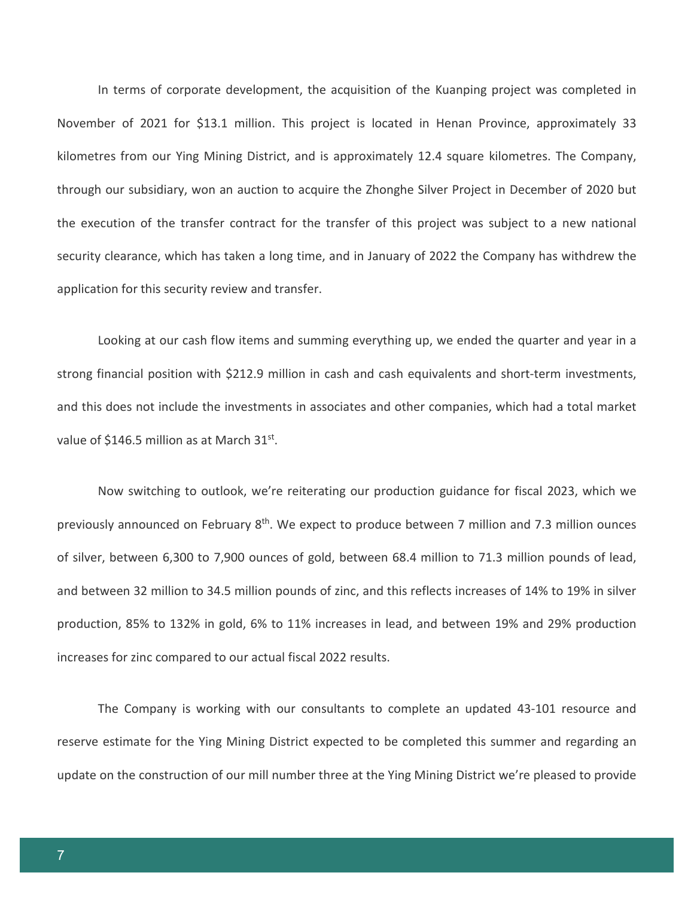In terms of corporate development, the acquisition of the Kuanping project was completed in November of 2021 for $13.1 million. This project is located in Henan Province, approximately 33 kilometres from our Ying Mining District, and is approximately 12.4 square kilometres. The Company, through our subsidiary, won an auction to acquire the Zhonghe Silver Project in December of 2020 but the execution of the transfer contract for the transfer of this project was subject to a new national security clearance, which has taken a long time, and in January of 2022 the Company has withdrew the application for this security review and transfer.

Looking at our cash flow items and summing everything up, we ended the quarter and year in a strong financial position with $212.9 million in cash and cash equivalents and short-term investments, and this does not include the investments in associates and other companies, which had a total market value of $146.5 million as at March 31st.

Now switching to outlook, we're reiterating our production guidance for fiscal 2023, which we previously announced on February 8th. We expect to produce between 7 million and 7.3 million ounces of silver, between 6,300 to 7,900 ounces of gold, between 68.4 million to 71.3 million pounds of lead, and between 32 million to 34.5 million pounds of zinc, and this reflects increases of 14% to 19% in silver production, 85% to 132% in gold, 6% to 11% increases in lead, and between 19% and 29% production increases for zinc compared to our actual fiscal 2022 results.

The Company is working with our consultants to complete an updated 43-101 resource and reserve estimate for the Ying Mining District expected to be completed this summer and regarding an update on the construction of our mill number three at the Ying Mining District we're pleased to provide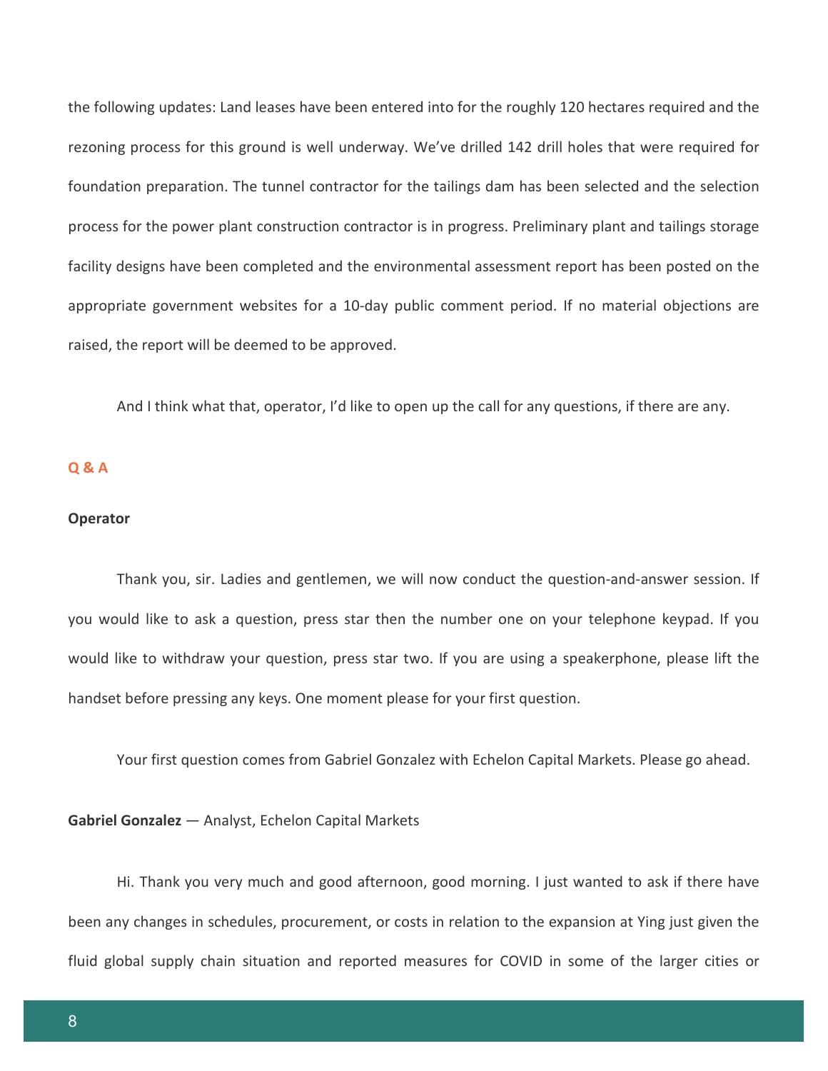the following updates: Land leases have been entered into for the roughly 120 hectares required and the rezoning process for this ground is well underway. We've drilled 142 drill holes that were required for foundation preparation. The tunnel contractor for the tailings dam has been selected and the selection process for the power plant construction contractor is in progress. Preliminary plant and tailings storage facility designs have been completed and the environmental assessment report has been posted on the appropriate government websites for a 10-day public comment period. If no material objections are raised, the report will be deemed to be approved.

And I think what that, operator, I'd like to open up the call for any questions, if there are any.

## Q & A

**Operator**

Thank you, sir. Ladies and gentlemen, we will now conduct the question-and-answer session. If you would like to ask a question, press star then the number one on your telephone keypad. If you would like to withdraw your question, press star two. If you are using a speakerphone, please lift the handset before pressing any keys. One moment please for your first question.

Your first question comes from Gabriel Gonzalez with Echelon Capital Markets. Please go ahead.

**Gabriel Gonzalez** — Analyst, Echelon Capital Markets

Hi. Thank you very much and good afternoon, good morning. I just wanted to ask if there have been any changes in schedules, procurement, or costs in relation to the expansion at Ying just given the fluid global supply chain situation and reported measures for COVID in some of the larger cities or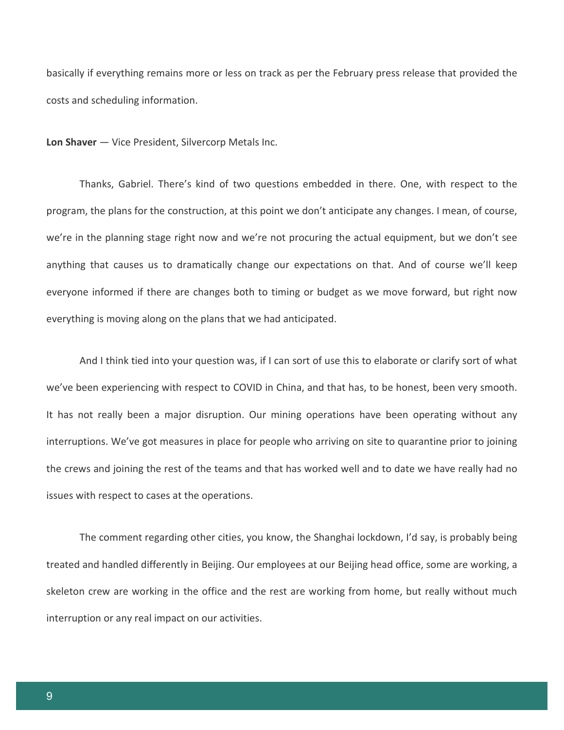basically if everything remains more or less on track as per the February press release that provided the costs and scheduling information.

**Lon Shaver** — Vice President, Silvercorp Metals Inc.

Thanks, Gabriel. There's kind of two questions embedded in there. One, with respect to the program, the plans for the construction, at this point we don't anticipate any changes. I mean, of course, we're in the planning stage right now and we're not procuring the actual equipment, but we don't see anything that causes us to dramatically change our expectations on that. And of course we'll keep everyone informed if there are changes both to timing or budget as we move forward, but right now everything is moving along on the plans that we had anticipated.

And I think tied into your question was, if I can sort of use this to elaborate or clarify sort of what we've been experiencing with respect to COVID in China, and that has, to be honest, been very smooth. It has not really been a major disruption. Our mining operations have been operating without any interruptions. We've got measures in place for people who arriving on site to quarantine prior to joining the crews and joining the rest of the teams and that has worked well and to date we have really had no issues with respect to cases at the operations.

The comment regarding other cities, you know, the Shanghai lockdown, I'd say, is probably being treated and handled differently in Beijing. Our employees at our Beijing head office, some are working, a skeleton crew are working in the office and the rest are working from home, but really without much interruption or any real impact on our activities.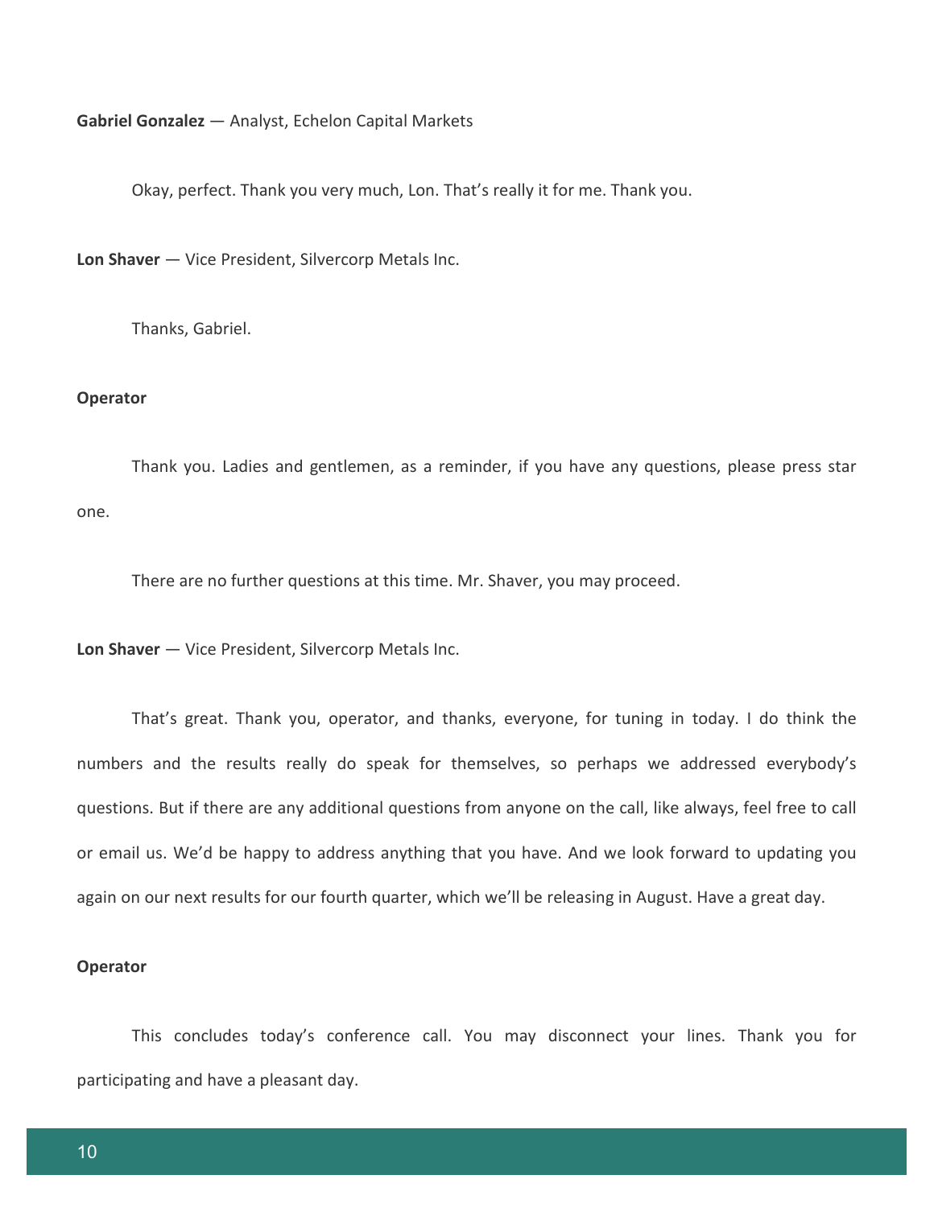**Gabriel Gonzalez** — Analyst, Echelon Capital Markets

Okay, perfect. Thank you very much, Lon. That's really it for me. Thank you.

**Lon Shaver** — Vice President, Silvercorp Metals Inc.

Thanks, Gabriel.

**Operator**

Thank you. Ladies and gentlemen, as a reminder, if you have any questions, please press star one.

There are no further questions at this time. Mr. Shaver, you may proceed.

**Lon Shaver** — Vice President, Silvercorp Metals Inc.

That's great. Thank you, operator, and thanks, everyone, for tuning in today. I do think the numbers and the results really do speak for themselves, so perhaps we addressed everybody's questions. But if there are any additional questions from anyone on the call, like always, feel free to call or email us. We'd be happy to address anything that you have. And we look forward to updating you again on our next results for our fourth quarter, which we'll be releasing in August. Have a great day.

**Operator**

This concludes today's conference call. You may disconnect your lines. Thank you for participating and have a pleasant day.